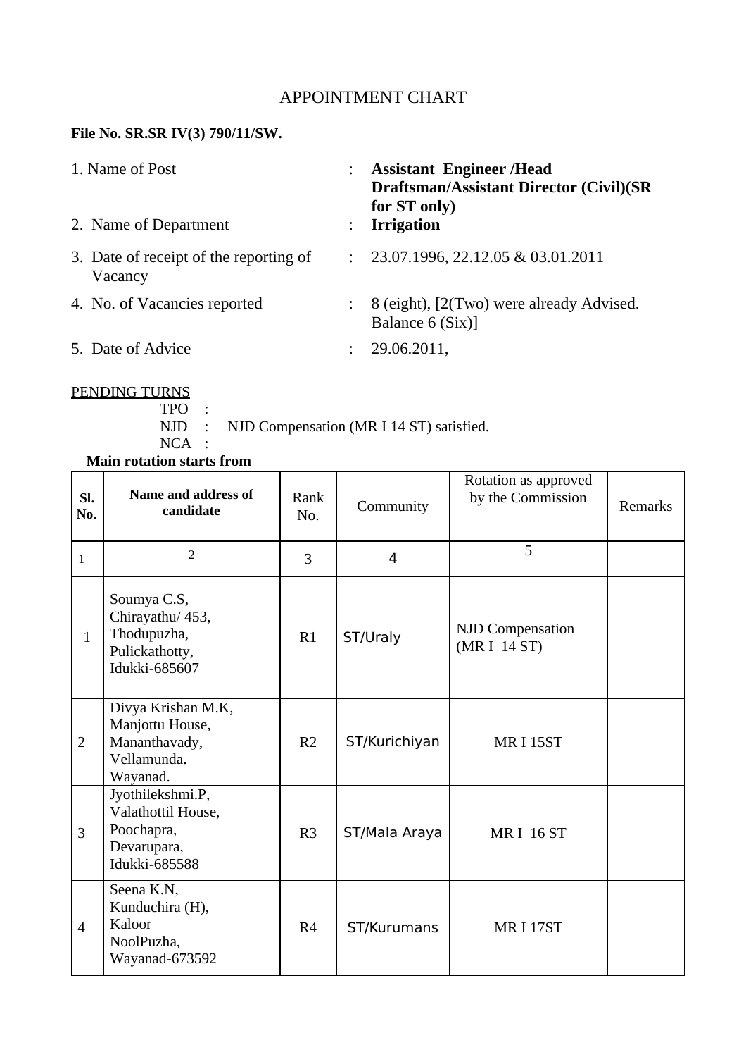# APPOINTMENT CHART

**File No. SR.SR IV(3) 790/11/SW.**

1. Name of Post : **Assistant Engineer /Head Draftsman/Assistant Director (Civil)(SR for ST only)**
2. Name of Department : **Irrigation**
3. Date of receipt of the reporting of Vacancy : 23.07.1996, 22.12.05 & 03.01.2011
4. No. of Vacancies reported : 8 (eight), [2(Two) were already Advised. Balance 6 (Six)]
5. Date of Advice : 29.06.2011,

PENDING TURNS

TPO :

NJD : NJD Compensation (MR I 14 ST) satisfied.

NCA :

**Main rotation starts from**

| Sl. No. | Name and address of candidate | Rank No. | Community | Rotation as approved by the Commission | Remarks |
|---|---|---|---|---|---|
| 1 | 2 | 3 | 4 | 5 | |
| 1 | Soumya C.S, Chirayathu/ 453, Thodupuzha, Pulickathotty, Idukki-685607 | R1 | ST/Uraly | NJD Compensation (MR I 14 ST) | |
| 2 | Divya Krishan M.K, Manjottu House, Mananthavady, Vellamunda. Wayanad. | R2 | ST/Kurichiyan | MR I 15ST | |
| 3 | Jyothilekshmi.P, Valathottil House, Poochapra, Devarupara, Idukki-685588 | R3 | ST/Mala Araya | MR I 16 ST | |
| 4 | Seena K.N, Kunduchira (H), Kaloor NoolPuzha, Wayanad-673592 | R4 | ST/Kurumans | MR I 17ST | |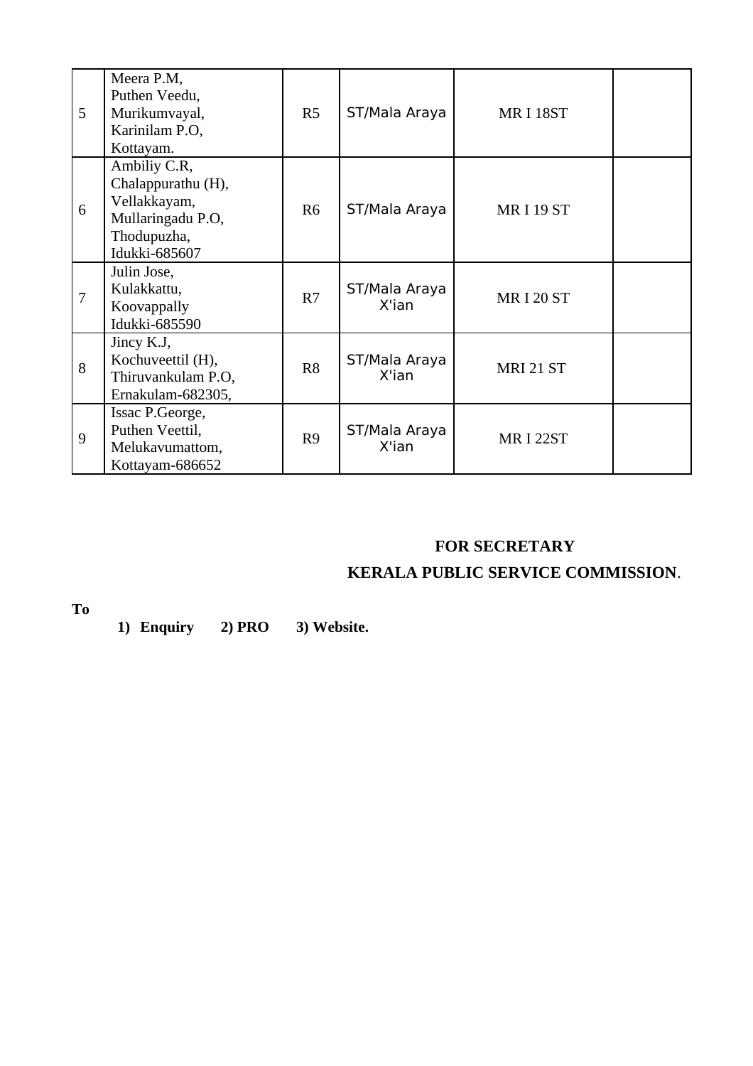| | | | | | |
|---|---|---|---|---|---|
| 5 | Meera P.M,<br>Puthen Veedu,<br>Murikumvayal,<br>Karinilam P.O,<br>Kottayam. | R5 | ST/Mala Araya | MR I 18ST | |
| 6 | Ambiliy C.R,<br>Chalappurathu (H),<br>Vellakkayam,<br>Mullaringadu P.O,<br>Thodupuzha,<br>Idukki-685607 | R6 | ST/Mala Araya | MR I 19 ST | |
| 7 | Julin Jose,<br>Kulakkattu,<br>Koovappally<br>Idukki-685590 | R7 | ST/Mala Araya X'ian | MR I 20 ST | |
| 8 | Jincy K.J,<br>Kochuveettil (H),<br>Thiruvankulam P.O,<br>Ernakulam-682305, | R8 | ST/Mala Araya X'ian | MRI 21 ST | |
| 9 | Issac P.George,<br>Puthen Veettil,<br>Melukavumattom,<br>Kottayam-686652 | R9 | ST/Mala Araya X'ian | MR I 22ST | |

**FOR SECRETARY**

**KERALA PUBLIC SERVICE COMMISSION**.

**To**

**1) Enquiry 2) PRO 3) Website.**